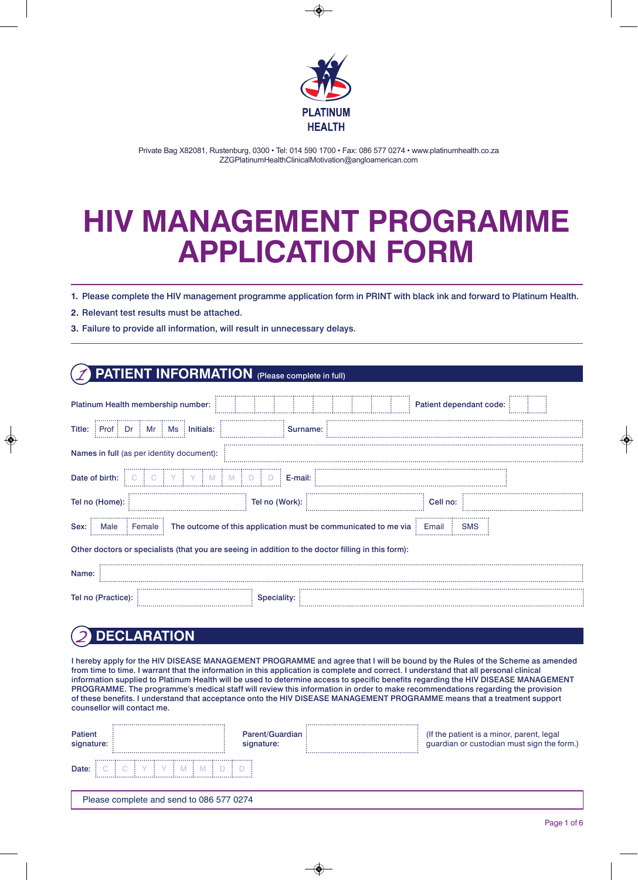PLATINUM HEALTH

Private Bag X82081, Rustenburg, 0300 • Tel: 014 590 1700 • Fax: 086 577 0274 • www.platinumhealth.co.za
ZZGPlatinumHealthClinicalMotivation@angloamerican.com

# HIV MANAGEMENT PROGRAMME APPLICATION FORM

1. Please complete the HIV management programme application form in PRINT with black ink and forward to Platinum Health.
2. Relevant test results must be attached.
3. Failure to provide all information, will result in unnecessary delays.

## 1 PATIENT INFORMATION (Please complete in full)

Platinum Health membership number: | | | | | | | | | | Patient dependant code: | | |

Title: Prof | Dr | Mr | Ms Initials: Surname:

Names in full (as per identity document):

Date of birth: C C Y Y M M D D E-mail:

Tel no (Home): Tel no (Work): Cell no:

Sex: Male | Female The outcome of this application must be communicated to me via Email | SMS

Other doctors or specialists (that you are seeing in addition to the doctor filling in this form):

Name:

Tel no (Practice): Speciality:

## 2 DECLARATION

I hereby apply for the HIV DISEASE MANAGEMENT PROGRAMME and agree that I will be bound by the Rules of the Scheme as amended from time to time. I warrant that the information in this application is complete and correct. I understand that all personal clinical information supplied to Platinum Health will be used to determine access to specific benefits regarding the HIV DISEASE MANAGEMENT PROGRAMME. The programme's medical staff will review this information in order to make recommendations regarding the provision of these benefits. I understand that acceptance onto the HIV DISEASE MANAGEMENT PROGRAMME means that a treatment support counsellor will contact me.

Patient signature: Parent/Guardian signature: (If the patient is a minor, parent, legal guardian or custodian must sign the form.)

Date: C C Y Y M M D D

Please complete and send to 086 577 0274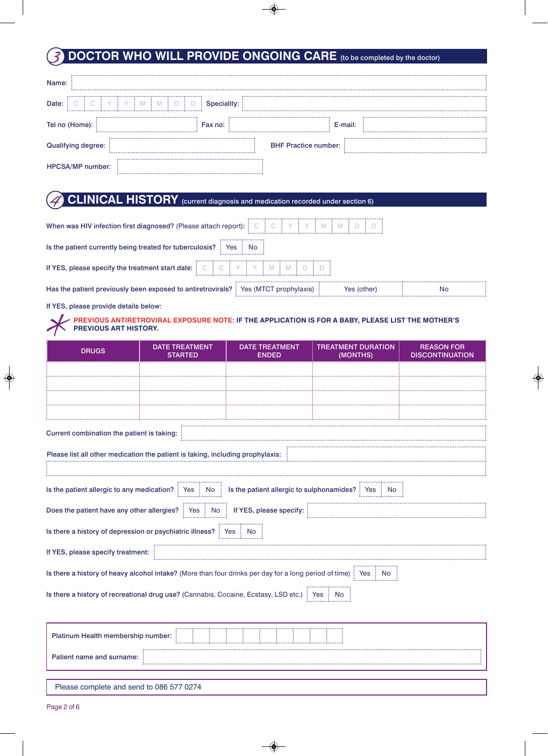## 3 DOCTOR WHO WILL PROVIDE ONGOING CARE (to be completed by the doctor)

Name:

Date: C C Y Y M M D D Speciality:

Tel no (Home): Fax no: E-mail:

Qualifying degree: BHF Practice number:

HPCSA/MP number:

## 4 CLINICAL HISTORY (current diagnosis and medication recorded under section 6)

When was HIV infection first diagnosed? (Please attach report): C C Y Y M M D D

Is the patient currently being treated for tuberculosis? Yes No

If YES, please specify the treatment start date: C C Y Y M M D D

Has the patient previously been exposed to antiretrovirals? Yes (MTCT prophylaxis) Yes (other) No

If YES, please provide details below:

**PREVIOUS ANTIRETROVIRAL EXPOSURE NOTE: IF THE APPLICATION IS FOR A BABY, PLEASE LIST THE MOTHER'S PREVIOUS ART HISTORY.**

| DRUGS | DATE TREATMENT STARTED | DATE TREATMENT ENDED | TREATMENT DURATION (MONTHS) | REASON FOR DISCONTINUATION |
|---|---|---|---|---|
| | | | | |
| | | | | |
| | | | | |
| | | | | |

Current combination the patient is taking:

Please list all other medication the patient is taking, including prophylaxis:

Is the patient allergic to any medication? Yes No Is the patient allergic to sulphonamides? Yes No

Does the patient have any other allergies? Yes No If YES, please specify:

Is there a history of depression or psychiatric illness? Yes No

If YES, please specify treatment:

Is there a history of heavy alcohol intake? (More than four drinks per day for a long period of time) Yes No

Is there a history of recreational drug use? (Cannabis, Cocaine, Ecstasy, LSD etc.) Yes No

Platinum Health membership number:

Patient name and surname:

Please complete and send to 086 577 0274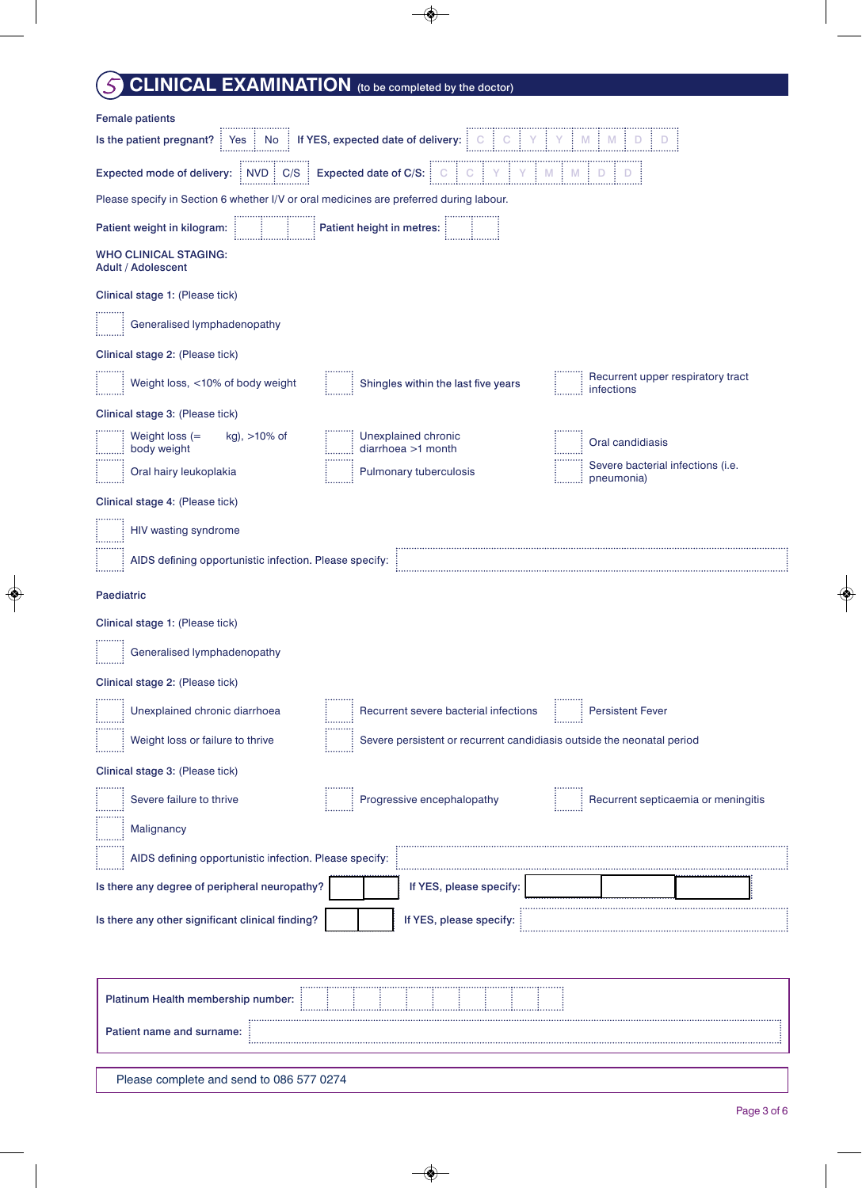## 5 CLINICAL EXAMINATION (to be completed by the doctor)

**Female patients**

**Is the patient pregnant?** Yes | No **If YES, expected date of delivery:** C C Y Y M M D D

**Expected mode of delivery:** NVD | C/S **Expected date of C/S:** C C Y Y M M D D

Please specify in Section 6 whether I/V or oral medicines are preferred during labour.

**Patient weight in kilogram:** ___ **Patient height in metres:** ___

**WHO CLINICAL STAGING:**
**Adult / Adolescent**

**Clinical stage 1:** (Please tick)

- [ ] Generalised lymphadenopathy

**Clinical stage 2:** (Please tick)

- [ ] Weight loss, <10% of body weight
- [ ] Shingles within the last five years
- [ ] Recurrent upper respiratory tract infections

**Clinical stage 3:** (Please tick)

- [ ] Weight loss (= kg), >10% of body weight
- [ ] Unexplained chronic diarrhoea >1 month
- [ ] Oral candidiasis
- [ ] Oral hairy leukoplakia
- [ ] Pulmonary tuberculosis
- [ ] Severe bacterial infections (i.e. pneumonia)

**Clinical stage 4:** (Please tick)

- [ ] HIV wasting syndrome
- [ ] AIDS defining opportunistic infection. Please specify: ___

**Paediatric**

**Clinical stage 1:** (Please tick)

- [ ] Generalised lymphadenopathy

**Clinical stage 2:** (Please tick)

- [ ] Unexplained chronic diarrhoea
- [ ] Recurrent severe bacterial infections
- [ ] Persistent Fever
- [ ] Weight loss or failure to thrive
- [ ] Severe persistent or recurrent candidiasis outside the neonatal period

**Clinical stage 3:** (Please tick)

- [ ] Severe failure to thrive
- [ ] Progressive encephalopathy
- [ ] Recurrent septicaemia or meningitis
- [ ] Malignancy
- [ ] AIDS defining opportunistic infection. Please specify: ___

**Is there any degree of peripheral neuropathy?** ___ **If YES, please specify:** ___

**Is there any other significant clinical finding?** ___ **If YES, please specify:** ___

**Platinum Health membership number:** ___

**Patient name and surname:** ___

Please complete and send to 086 577 0274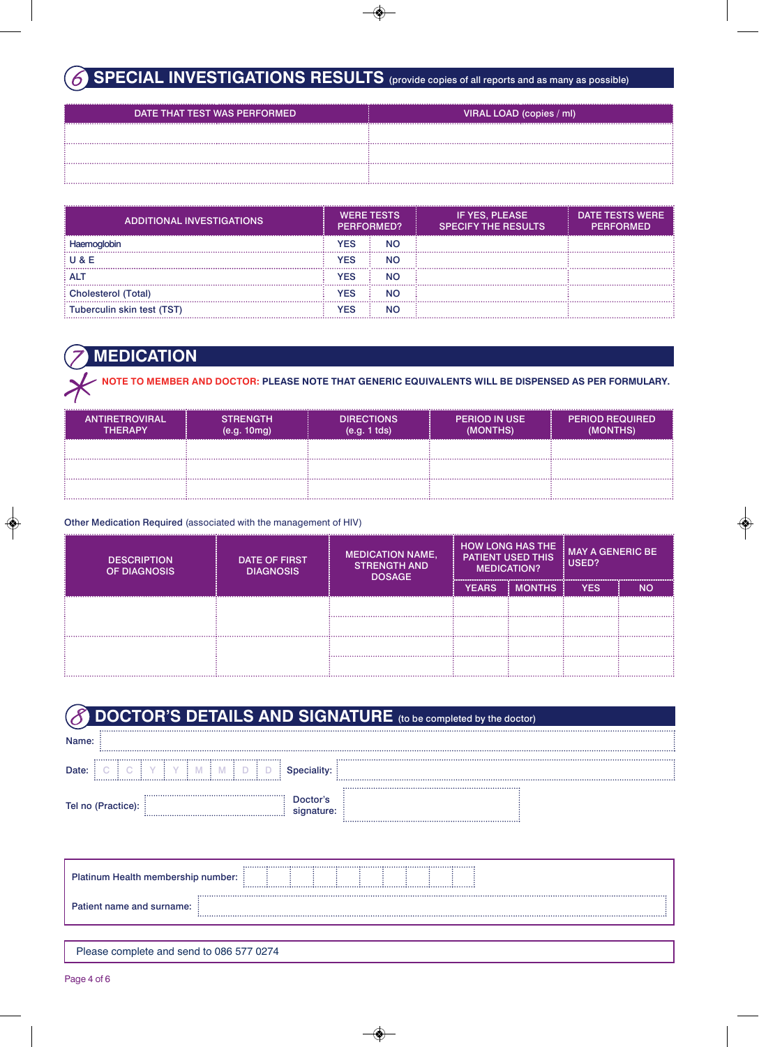## 6 SPECIAL INVESTIGATIONS RESULTS (provide copies of all reports and as many as possible)

| DATE THAT TEST WAS PERFORMED | VIRAL LOAD (copies / ml) |
|---|---|
| | |
| | |
| | |

| ADDITIONAL INVESTIGATIONS | WERE TESTS PERFORMED? | | IF YES, PLEASE SPECIFY THE RESULTS | DATE TESTS WERE PERFORMED |
|---|---|---|---|---|
| Haemoglobin | YES | NO | | |
| U & E | YES | NO | | |
| ALT | YES | NO | | |
| Cholesterol (Total) | YES | NO | | |
| Tuberculin skin test (TST) | YES | NO | | |

## 7 MEDICATION

**NOTE TO MEMBER AND DOCTOR: PLEASE NOTE THAT GENERIC EQUIVALENTS WILL BE DISPENSED AS PER FORMULARY.**

| ANTIRETROVIRAL THERAPY | STRENGTH (e.g. 10mg) | DIRECTIONS (e.g. 1 tds) | PERIOD IN USE (MONTHS) | PERIOD REQUIRED (MONTHS) |
|---|---|---|---|---|
| | | | | |
| | | | | |
| | | | | |

Other Medication Required (associated with the management of HIV)

| DESCRIPTION OF DIAGNOSIS | DATE OF FIRST DIAGNOSIS | MEDICATION NAME, STRENGTH AND DOSAGE | HOW LONG HAS THE PATIENT USED THIS MEDICATION? | | MAY A GENERIC BE USED? | |
|---|---|---|---|---|---|---|
| | | | YEARS | MONTHS | YES | NO |
| | | | | | | |
| | | | | | | |
| | | | | | | |
| | | | | | | |

## 8 DOCTOR'S DETAILS AND SIGNATURE (to be completed by the doctor)

Name:

Date: C C Y Y M M D D Speciality:

Tel no (Practice): Doctor's signature:

Platinum Health membership number:

Patient name and surname:

Please complete and send to 086 577 0274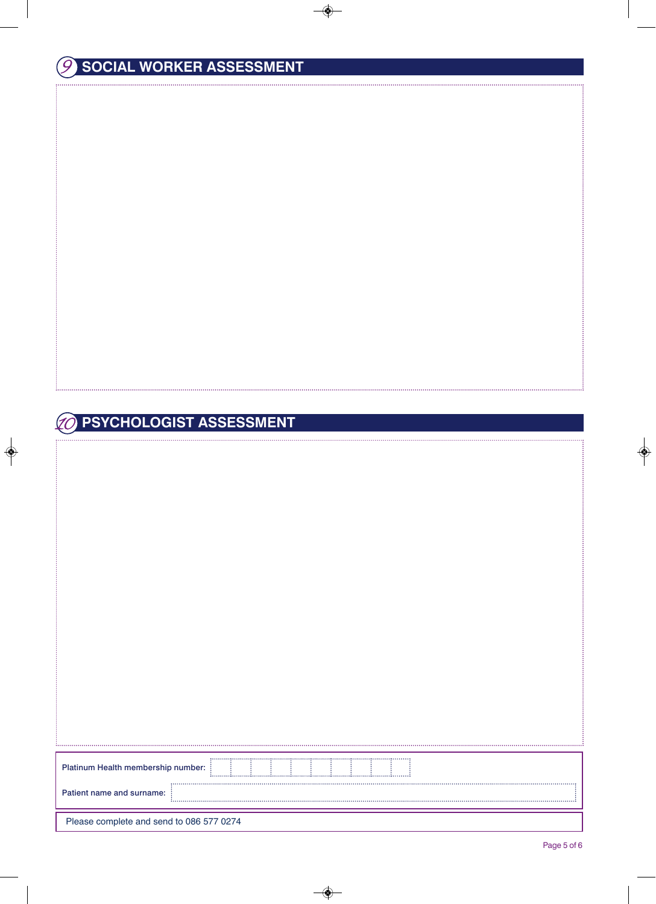## 9 SOCIAL WORKER ASSESSMENT

## 10 PSYCHOLOGIST ASSESSMENT

Platinum Health membership number:

Patient name and surname:

Please complete and send to 086 577 0274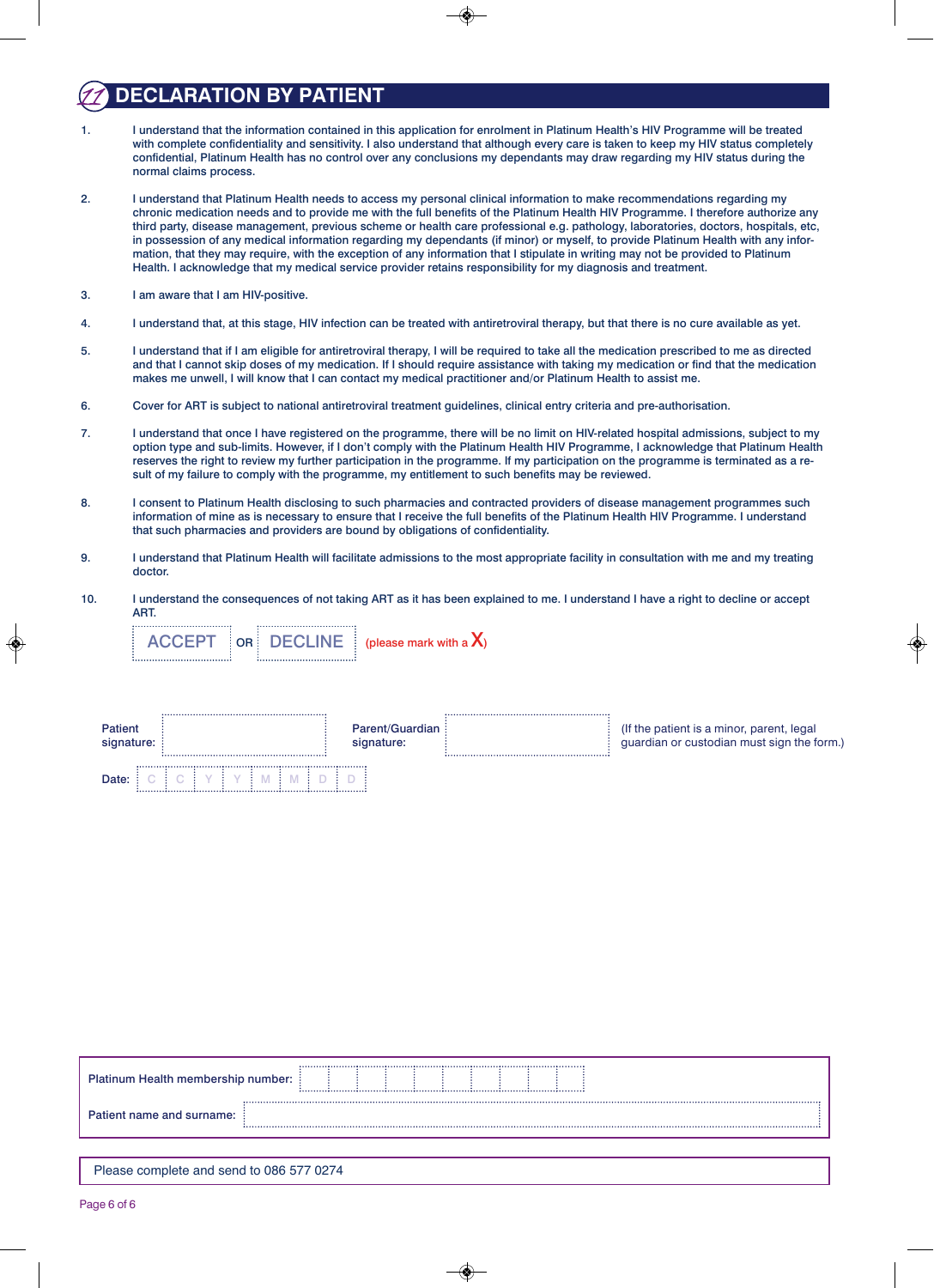## 11 DECLARATION BY PATIENT

1. I understand that the information contained in this application for enrolment in Platinum Health's HIV Programme will be treated with complete confidentiality and sensitivity. I also understand that although every care is taken to keep my HIV status completely confidential, Platinum Health has no control over any conclusions my dependants may draw regarding my HIV status during the normal claims process.

2. I understand that Platinum Health needs to access my personal clinical information to make recommendations regarding my chronic medication needs and to provide me with the full benefits of the Platinum Health HIV Programme. I therefore authorize any third party, disease management, previous scheme or health care professional e.g. pathology, laboratories, doctors, hospitals, etc, in possession of any medical information regarding my dependants (if minor) or myself, to provide Platinum Health with any information, that they may require, with the exception of any information that I stipulate in writing may not be provided to Platinum Health. I acknowledge that my medical service provider retains responsibility for my diagnosis and treatment.

3. I am aware that I am HIV-positive.

4. I understand that, at this stage, HIV infection can be treated with antiretroviral therapy, but that there is no cure available as yet.

5. I understand that if I am eligible for antiretroviral therapy, I will be required to take all the medication prescribed to me as directed and that I cannot skip doses of my medication. If I should require assistance with taking my medication or find that the medication makes me unwell, I will know that I can contact my medical practitioner and/or Platinum Health to assist me.

6. Cover for ART is subject to national antiretroviral treatment guidelines, clinical entry criteria and pre-authorisation.

7. I understand that once I have registered on the programme, there will be no limit on HIV-related hospital admissions, subject to my option type and sub-limits. However, if I don't comply with the Platinum Health HIV Programme, I acknowledge that Platinum Health reserves the right to review my further participation in the programme. If my participation on the programme is terminated as a result of my failure to comply with the programme, my entitlement to such benefits may be reviewed.

8. I consent to Platinum Health disclosing to such pharmacies and contracted providers of disease management programmes such information of mine as is necessary to ensure that I receive the full benefits of the Platinum Health HIV Programme. I understand that such pharmacies and providers are bound by obligations of confidentiality.

9. I understand that Platinum Health will facilitate admissions to the most appropriate facility in consultation with me and my treating doctor.

10. I understand the consequences of not taking ART as it has been explained to me. I understand I have a right to decline or accept ART.

ACCEPT OR DECLINE (please mark with a X)

Patient signature: ____________ Parent/Guardian signature: ____________ (If the patient is a minor, parent, legal guardian or custodian must sign the form.)

Date: C C Y Y M M D D

Platinum Health membership number: ____________

Patient name and surname: ____________

Please complete and send to 086 577 0274